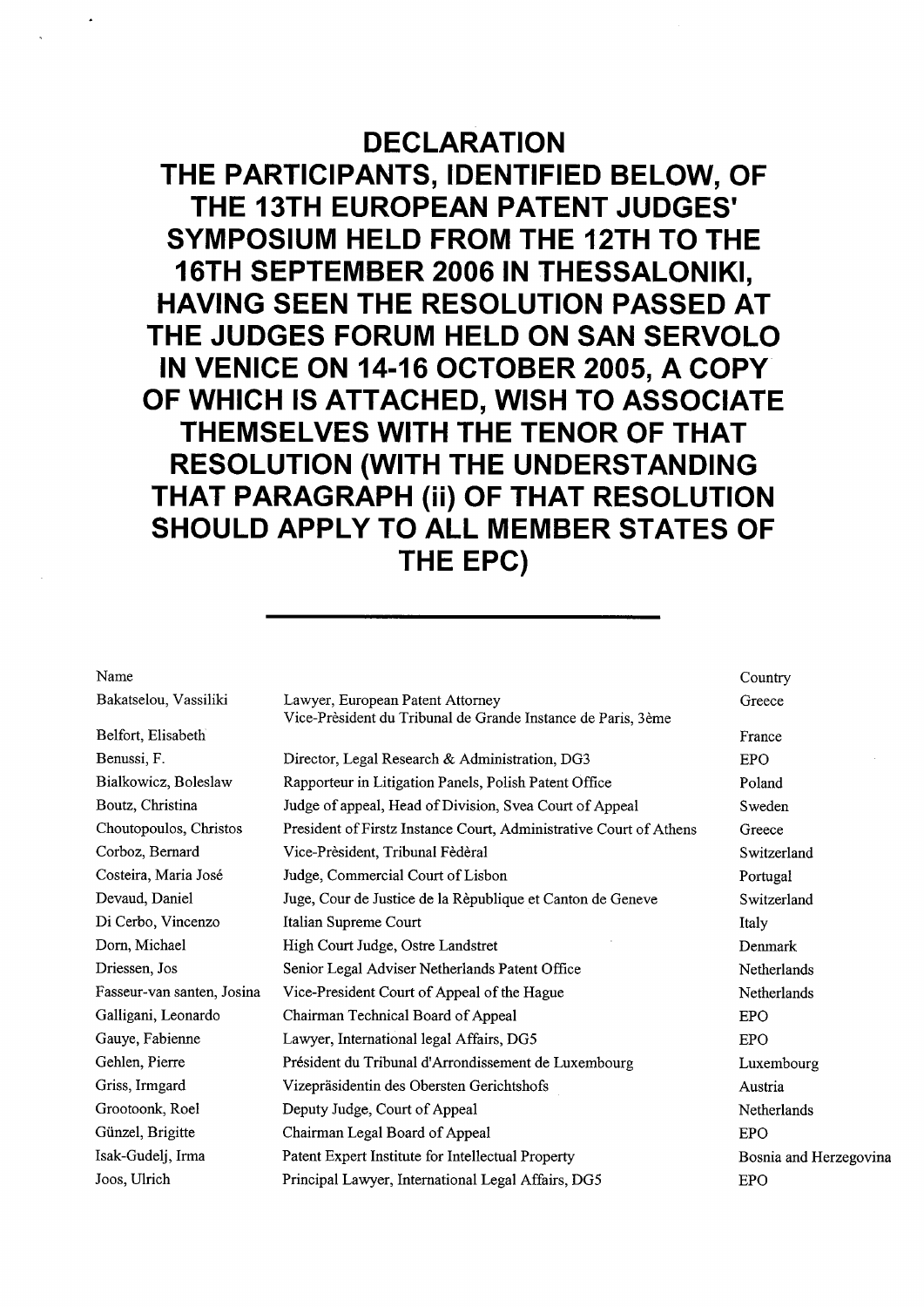# DECLARATION

# THE PARTICIPANTS, IDENTIFIED BELOW, OF THE 13TH EUROPEAN PATENT JUDGES' SYMPOSIUM HELD FROM THE 12TH TO THE 16TH SEPTEMBER 2006 IN THESSALONIKI, HAVING SEEN THE RESOLUTION PASSED AT THE JUDGES FORUM HELD ON SAN SERVOLO IN VENICE ON 14-16 OCTOBER 2005, A COPY OF WHICH IS ATTACHED, WISH TO ASSOCIATE THEMSELVES WITH THE TENOR OF THAT RESOLUTION (WITH THE UNDERSTANDING THAT PARAGRAPH (ii) OF THAT RESOLUTION SHOULD APPLY TO ALL MEMBER STATES OF THE EPC)

---

| Name | | Country |
|---|---|---|
| Bakatselou, Vassiliki | Lawyer, European Patent Attorney | Greece |
| Belfort, Elisabeth | Vice-Prèsident du Tribunal de Grande Instance de Paris, 3ème | France |
| Benussi, F. | Director, Legal Research & Administration, DG3 | EPO |
| Bialkowicz, Boleslaw | Rapporteur in Litigation Panels, Polish Patent Office | Poland |
| Boutz, Christina | Judge of appeal, Head of Division, Svea Court of Appeal | Sweden |
| Choutopoulos, Christos | President of Firstz Instance Court, Administrative Court of Athens | Greece |
| Corboz, Bernard | Vice-Prèsident, Tribunal Fèdèral | Switzerland |
| Costeira, Maria José | Judge, Commercial Court of Lisbon | Portugal |
| Devaud, Daniel | Juge, Cour de Justice de la Rèpublique et Canton de Geneve | Switzerland |
| Di Cerbo, Vincenzo | Italian Supreme Court | Italy |
| Dorn, Michael | High Court Judge, Ostre Landstret | Denmark |
| Driessen, Jos | Senior Legal Adviser Netherlands Patent Office | Netherlands |
| Fasseur-van santen, Josina | Vice-President Court of Appeal of the Hague | Netherlands |
| Galligani, Leonardo | Chairman Technical Board of Appeal | EPO |
| Gauye, Fabienne | Lawyer, International legal Affairs, DG5 | EPO |
| Gehlen, Pierre | Président du Tribunal d'Arrondissement de Luxembourg | Luxembourg |
| Griss, Irmgard | Vizepräsidentin des Obersten Gerichtshofs | Austria |
| Grootoonk, Roel | Deputy Judge, Court of Appeal | Netherlands |
| Günzel, Brigitte | Chairman Legal Board of Appeal | EPO |
| Isak-Gudelj, Irma | Patent Expert Institute for Intellectual Property | Bosnia and Herzegovina |
| Joos, Ulrich | Principal Lawyer, International Legal Affairs, DG5 | EPO |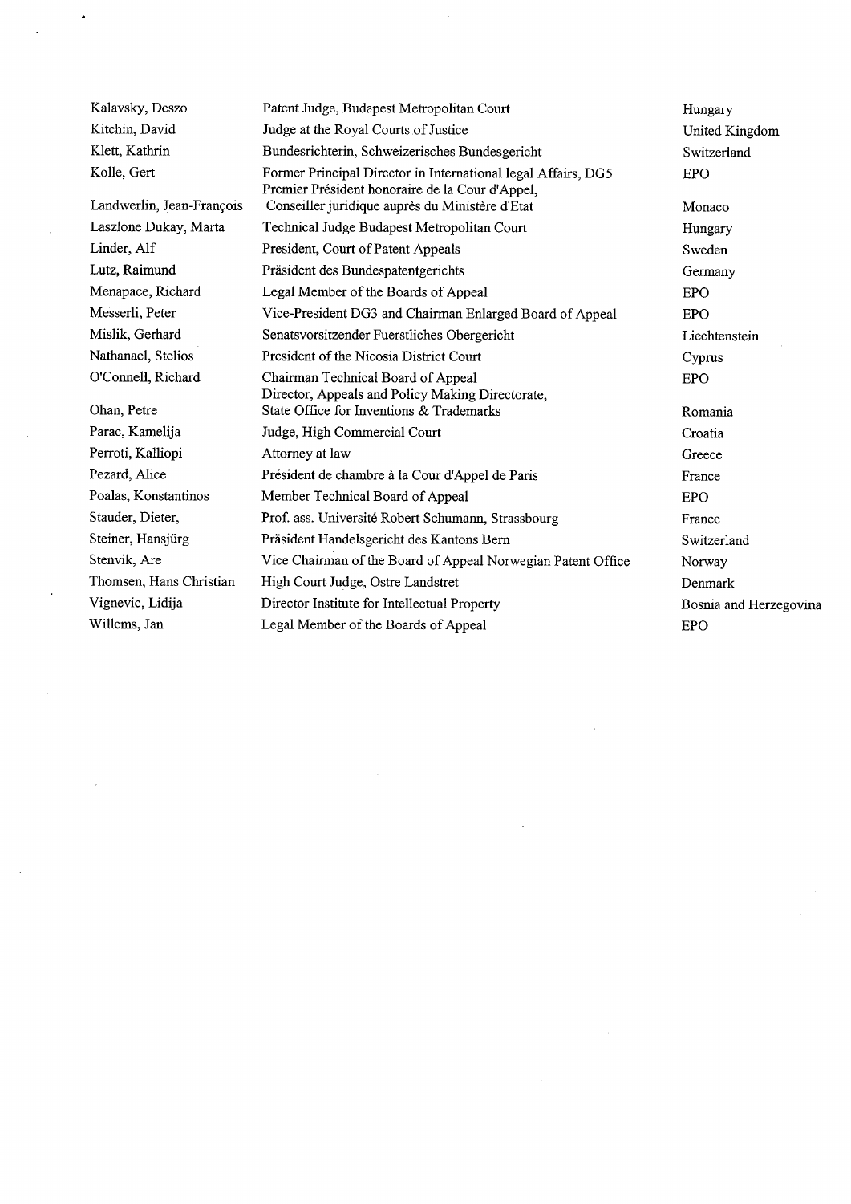| | | |
|---|---|---|
| Kalavsky, Deszo | Patent Judge, Budapest Metropolitan Court | Hungary |
| Kitchin, David | Judge at the Royal Courts of Justice | United Kingdom |
| Klett, Kathrin | Bundesrichterin, Schweizerisches Bundesgericht | Switzerland |
| Kolle, Gert | Former Principal Director in International legal Affairs, DG5 | EPO |
| Landwerlin, Jean-François | Premier Président honoraire de la Cour d'Appel, Conseiller juridique auprès du Ministère d'Etat | Monaco |
| Laszlone Dukay, Marta | Technical Judge Budapest Metropolitan Court | Hungary |
| Linder, Alf | President, Court of Patent Appeals | Sweden |
| Lutz, Raimund | Präsident des Bundespatentgerichts | Germany |
| Menapace, Richard | Legal Member of the Boards of Appeal | EPO |
| Messerli, Peter | Vice-President DG3 and Chairman Enlarged Board of Appeal | EPO |
| Mislik, Gerhard | Senatsvorsitzender Fuerstliches Obergericht | Liechtenstein |
| Nathanael, Stelios | President of the Nicosia District Court | Cyprus |
| O'Connell, Richard | Chairman Technical Board of Appeal | EPO |
| Ohan, Petre | Director, Appeals and Policy Making Directorate, State Office for Inventions & Trademarks | Romania |
| Parac, Kamelija | Judge, High Commercial Court | Croatia |
| Perroti, Kalliopi | Attorney at law | Greece |
| Pezard, Alice | Président de chambre à la Cour d'Appel de Paris | France |
| Poalas, Konstantinos | Member Technical Board of Appeal | EPO |
| Stauder, Dieter, | Prof. ass. Université Robert Schumann, Strassbourg | France |
| Steiner, Hansjürg | Präsident Handelsgericht des Kantons Bern | Switzerland |
| Stenvik, Are | Vice Chairman of the Board of Appeal Norwegian Patent Office | Norway |
| Thomsen, Hans Christian | High Court Judge, Ostre Landstret | Denmark |
| Vignevic, Lidija | Director Institute for Intellectual Property | Bosnia and Herzegovina |
| Willems, Jan | Legal Member of the Boards of Appeal | EPO |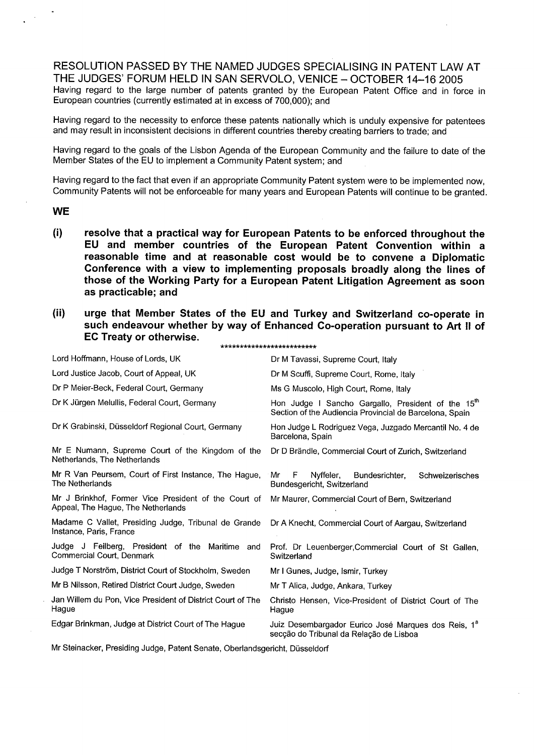# RESOLUTION PASSED BY THE NAMED JUDGES SPECIALISING IN PATENT LAW AT THE JUDGES' FORUM HELD IN SAN SERVOLO, VENICE – OCTOBER 14–16 2005

Having regard to the large number of patents granted by the European Patent Office and in force in European countries (currently estimated at in excess of 700,000); and

Having regard to the necessity to enforce these patents nationally which is unduly expensive for patentees and may result in inconsistent decisions in different countries thereby creating barriers to trade; and

Having regard to the goals of the Lisbon Agenda of the European Community and the failure to date of the Member States of the EU to implement a Community Patent system; and

Having regard to the fact that even if an appropriate Community Patent system were to be implemented now, Community Patents will not be enforceable for many years and European Patents will continue to be granted.

**WE**

**(i) resolve that a practical way for European Patents to be enforced throughout the EU and member countries of the European Patent Convention within a reasonable time and at reasonable cost would be to convene a Diplomatic Conference with a view to implementing proposals broadly along the lines of those of the Working Party for a European Patent Litigation Agreement as soon as practicable; and**

**(ii) urge that Member States of the EU and Turkey and Switzerland co-operate in such endeavour whether by way of Enhanced Co-operation pursuant to Art II of EC Treaty or otherwise.**

*************************

| | |
|---|---|
| Lord Hoffmann, House of Lords, UK | Dr M Tavassi, Supreme Court, Italy |
| Lord Justice Jacob, Court of Appeal, UK | Dr M Scuffi, Supreme Court, Rome, Italy |
| Dr P Meier-Beck, Federal Court, Germany | Ms G Muscolo, High Court, Rome, Italy |
| Dr K Jürgen Melullis, Federal Court, Germany | Hon Judge I Sancho Gargallo, President of the 15th Section of the Audiencia Provincial de Barcelona, Spain |
| Dr K Grabinski, Düsseldorf Regional Court, Germany | Hon Judge L Rodriguez Vega, Juzgado Mercantil No. 4 de Barcelona, Spain |
| Mr E Numann, Supreme Court of the Kingdom of the Netherlands, The Netherlands | Dr D Brändle, Commercial Court of Zurich, Switzerland |
| Mr R Van Peursem, Court of First Instance, The Hague, The Netherlands | Mr F Nyffeler, Bundesrichter, Schweizerisches Bundesgericht, Switzerland |
| Mr J Brinkhof, Former Vice President of the Court of Appeal, The Hague, The Netherlands | Mr Maurer, Commercial Court of Bern, Switzerland |
| Madame C Vallet, Presiding Judge, Tribunal de Grande Instance, Paris, France | Dr A Knecht, Commercial Court of Aargau, Switzerland |
| Judge J Feilberg, President of the Maritime and Commercial Court, Denmark | Prof. Dr Leuenberger, Commercial Court of St Gallen, Switzerland |
| Judge T Norström, District Court of Stockholm, Sweden | Mr I Gunes, Judge, Ismir, Turkey |
| Mr B Nilsson, Retired District Court Judge, Sweden | Mr T Alica, Judge, Ankara, Turkey |
| Jan Willem du Pon, Vice President of District Court of The Hague | Christo Hensen, Vice-President of District Court of The Hague |
| Edgar Brinkman, Judge at District Court of The Hague | Juiz Desembargador Eurico José Marques dos Reis, 1ª secção do Tribunal da Relação de Lisboa |

Mr Steinacker, Presiding Judge, Patent Senate, Oberlandsgericht, Düsseldorf